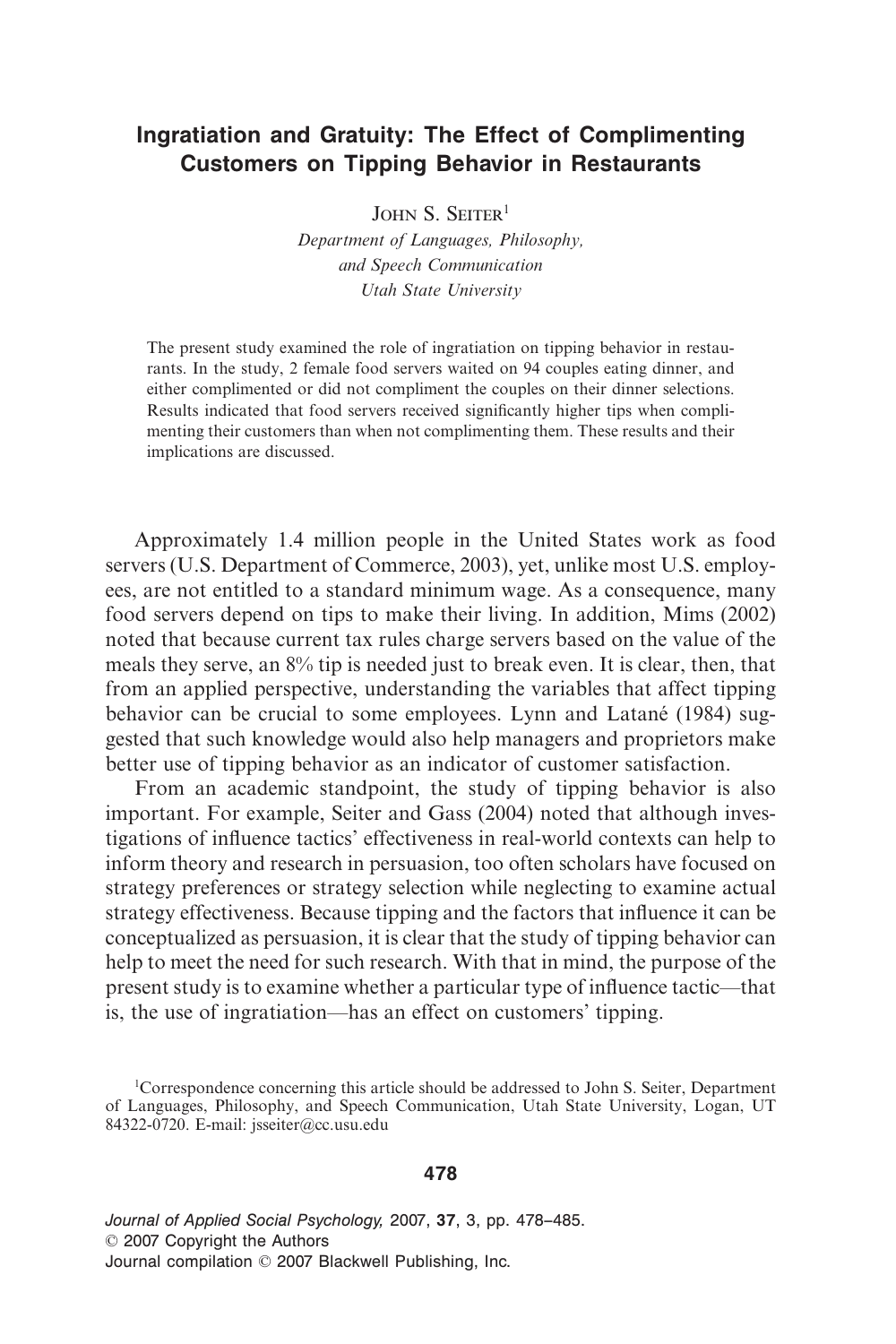# Ingratiation and Gratuity: The Effect of Complimenting Customers on Tipping Behavior in Restaurants

JOHN S. SEITER[1]

*Department of Languages, Philosophy, and Speech Communication*
*Utah State University*

The present study examined the role of ingratiation on tipping behavior in restaurants. In the study, 2 female food servers waited on 94 couples eating dinner, and either complimented or did not compliment the couples on their dinner selections. Results indicated that food servers received significantly higher tips when complimenting their customers than when not complimenting them. These results and their implications are discussed.

Approximately 1.4 million people in the United States work as food servers (U.S. Department of Commerce, 2003), yet, unlike most U.S. employees, are not entitled to a standard minimum wage. As a consequence, many food servers depend on tips to make their living. In addition, Mims (2002) noted that because current tax rules charge servers based on the value of the meals they serve, an 8% tip is needed just to break even. It is clear, then, that from an applied perspective, understanding the variables that affect tipping behavior can be crucial to some employees. Lynn and Latané (1984) suggested that such knowledge would also help managers and proprietors make better use of tipping behavior as an indicator of customer satisfaction.

From an academic standpoint, the study of tipping behavior is also important. For example, Seiter and Gass (2004) noted that although investigations of influence tactics' effectiveness in real-world contexts can help to inform theory and research in persuasion, too often scholars have focused on strategy preferences or strategy selection while neglecting to examine actual strategy effectiveness. Because tipping and the factors that influence it can be conceptualized as persuasion, it is clear that the study of tipping behavior can help to meet the need for such research. With that in mind, the purpose of the present study is to examine whether a particular type of influence tactic—that is, the use of ingratiation—has an effect on customers' tipping.

[1]Correspondence concerning this article should be addressed to John S. Seiter, Department of Languages, Philosophy, and Speech Communication, Utah State University, Logan, UT 84322-0720. E-mail: jsseiter@cc.usu.edu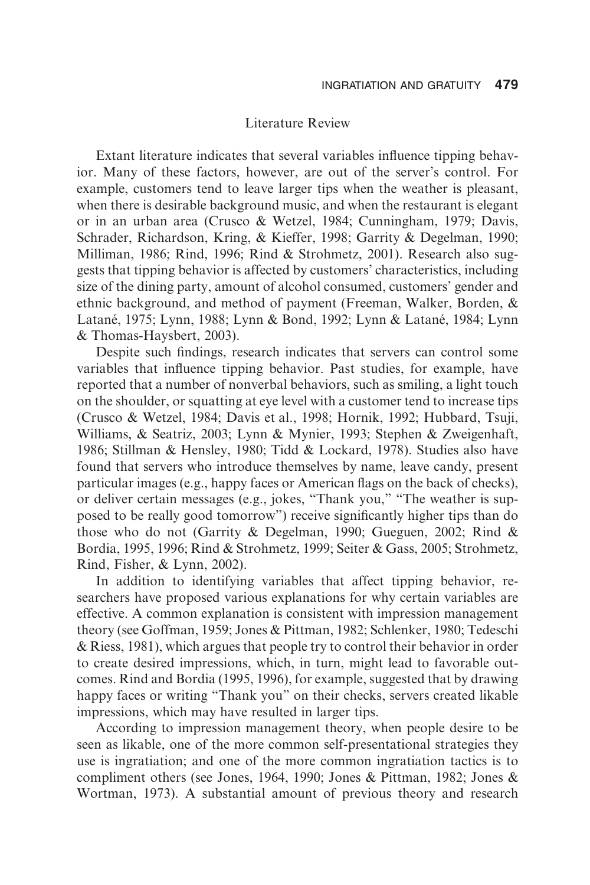## Literature Review

Extant literature indicates that several variables influence tipping behavior. Many of these factors, however, are out of the server's control. For example, customers tend to leave larger tips when the weather is pleasant, when there is desirable background music, and when the restaurant is elegant or in an urban area (Crusco & Wetzel, 1984; Cunningham, 1979; Davis, Schrader, Richardson, Kring, & Kieffer, 1998; Garrity & Degelman, 1990; Milliman, 1986; Rind, 1996; Rind & Strohmetz, 2001). Research also suggests that tipping behavior is affected by customers' characteristics, including size of the dining party, amount of alcohol consumed, customers' gender and ethnic background, and method of payment (Freeman, Walker, Borden, & Latané, 1975; Lynn, 1988; Lynn & Bond, 1992; Lynn & Latané, 1984; Lynn & Thomas-Haysbert, 2003).

Despite such findings, research indicates that servers can control some variables that influence tipping behavior. Past studies, for example, have reported that a number of nonverbal behaviors, such as smiling, a light touch on the shoulder, or squatting at eye level with a customer tend to increase tips (Crusco & Wetzel, 1984; Davis et al., 1998; Hornik, 1992; Hubbard, Tsuji, Williams, & Seatriz, 2003; Lynn & Mynier, 1993; Stephen & Zweigenhaft, 1986; Stillman & Hensley, 1980; Tidd & Lockard, 1978). Studies also have found that servers who introduce themselves by name, leave candy, present particular images (e.g., happy faces or American flags on the back of checks), or deliver certain messages (e.g., jokes, "Thank you," "The weather is supposed to be really good tomorrow") receive significantly higher tips than do those who do not (Garrity & Degelman, 1990; Gueguen, 2002; Rind & Bordia, 1995, 1996; Rind & Strohmetz, 1999; Seiter & Gass, 2005; Strohmetz, Rind, Fisher, & Lynn, 2002).

In addition to identifying variables that affect tipping behavior, researchers have proposed various explanations for why certain variables are effective. A common explanation is consistent with impression management theory (see Goffman, 1959; Jones & Pittman, 1982; Schlenker, 1980; Tedeschi & Riess, 1981), which argues that people try to control their behavior in order to create desired impressions, which, in turn, might lead to favorable outcomes. Rind and Bordia (1995, 1996), for example, suggested that by drawing happy faces or writing "Thank you" on their checks, servers created likable impressions, which may have resulted in larger tips.

According to impression management theory, when people desire to be seen as likable, one of the more common self-presentational strategies they use is ingratiation; and one of the more common ingratiation tactics is to compliment others (see Jones, 1964, 1990; Jones & Pittman, 1982; Jones & Wortman, 1973). A substantial amount of previous theory and research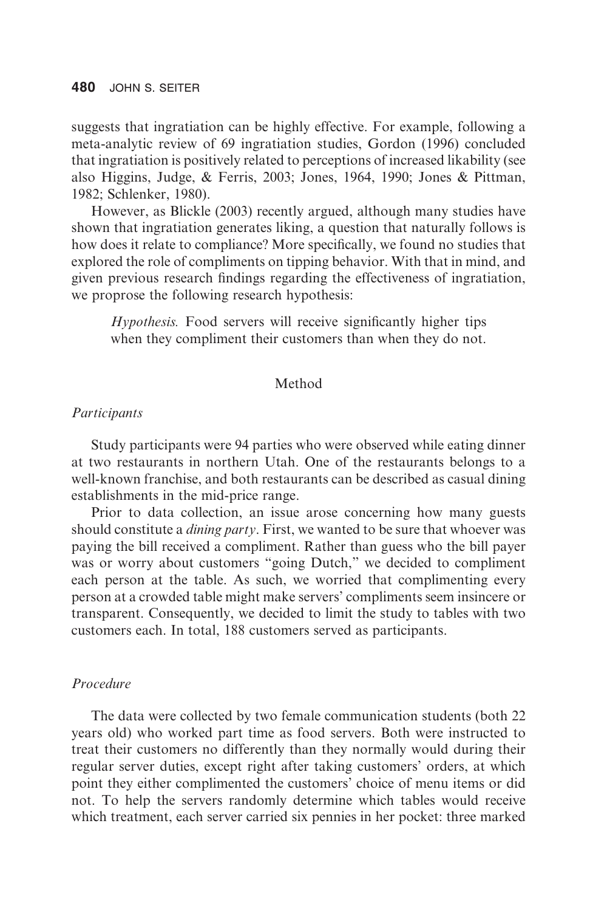suggests that ingratiation can be highly effective. For example, following a meta-analytic review of 69 ingratiation studies, Gordon (1996) concluded that ingratiation is positively related to perceptions of increased likability (see also Higgins, Judge, & Ferris, 2003; Jones, 1964, 1990; Jones & Pittman, 1982; Schlenker, 1980).

However, as Blickle (2003) recently argued, although many studies have shown that ingratiation generates liking, a question that naturally follows is how does it relate to compliance? More specifically, we found no studies that explored the role of compliments on tipping behavior. With that in mind, and given previous research findings regarding the effectiveness of ingratiation, we proprose the following research hypothesis:

> *Hypothesis.* Food servers will receive significantly higher tips when they compliment their customers than when they do not.

## Method

### *Participants*

Study participants were 94 parties who were observed while eating dinner at two restaurants in northern Utah. One of the restaurants belongs to a well-known franchise, and both restaurants can be described as casual dining establishments in the mid-price range.

Prior to data collection, an issue arose concerning how many guests should constitute a *dining party*. First, we wanted to be sure that whoever was paying the bill received a compliment. Rather than guess who the bill payer was or worry about customers "going Dutch," we decided to compliment each person at the table. As such, we worried that complimenting every person at a crowded table might make servers' compliments seem insincere or transparent. Consequently, we decided to limit the study to tables with two customers each. In total, 188 customers served as participants.

### *Procedure*

The data were collected by two female communication students (both 22 years old) who worked part time as food servers. Both were instructed to treat their customers no differently than they normally would during their regular server duties, except right after taking customers' orders, at which point they either complimented the customers' choice of menu items or did not. To help the servers randomly determine which tables would receive which treatment, each server carried six pennies in her pocket: three marked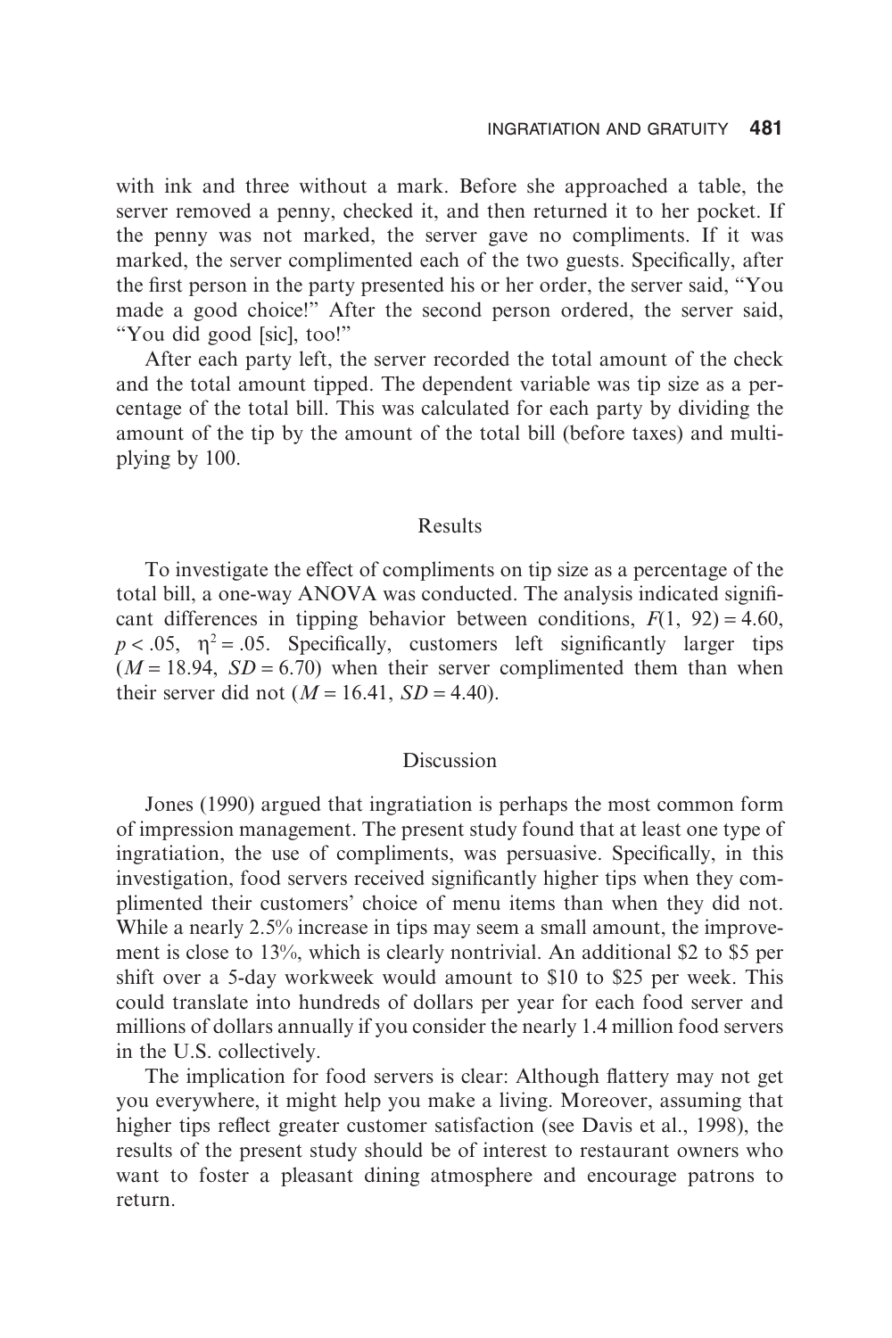with ink and three without a mark. Before she approached a table, the server removed a penny, checked it, and then returned it to her pocket. If the penny was not marked, the server gave no compliments. If it was marked, the server complimented each of the two guests. Specifically, after the first person in the party presented his or her order, the server said, "You made a good choice!" After the second person ordered, the server said, "You did good [sic], too!"

After each party left, the server recorded the total amount of the check and the total amount tipped. The dependent variable was tip size as a percentage of the total bill. This was calculated for each party by dividing the amount of the tip by the amount of the total bill (before taxes) and multiplying by 100.

## Results

To investigate the effect of compliments on tip size as a percentage of the total bill, a one-way ANOVA was conducted. The analysis indicated significant differences in tipping behavior between conditions, $F(1, 92) = 4.60$, $p < .05$, $\eta^2 = .05$. Specifically, customers left significantly larger tips ($M = 18.94$, $SD = 6.70$) when their server complimented them than when their server did not ($M = 16.41$, $SD = 4.40$).

## Discussion

Jones (1990) argued that ingratiation is perhaps the most common form of impression management. The present study found that at least one type of ingratiation, the use of compliments, was persuasive. Specifically, in this investigation, food servers received significantly higher tips when they complimented their customers' choice of menu items than when they did not. While a nearly 2.5% increase in tips may seem a small amount, the improvement is close to 13%, which is clearly nontrivial. An additional \$2 to \$5 per shift over a 5-day workweek would amount to \$10 to \$25 per week. This could translate into hundreds of dollars per year for each food server and millions of dollars annually if you consider the nearly 1.4 million food servers in the U.S. collectively.

The implication for food servers is clear: Although flattery may not get you everywhere, it might help you make a living. Moreover, assuming that higher tips reflect greater customer satisfaction (see Davis et al., 1998), the results of the present study should be of interest to restaurant owners who want to foster a pleasant dining atmosphere and encourage patrons to return.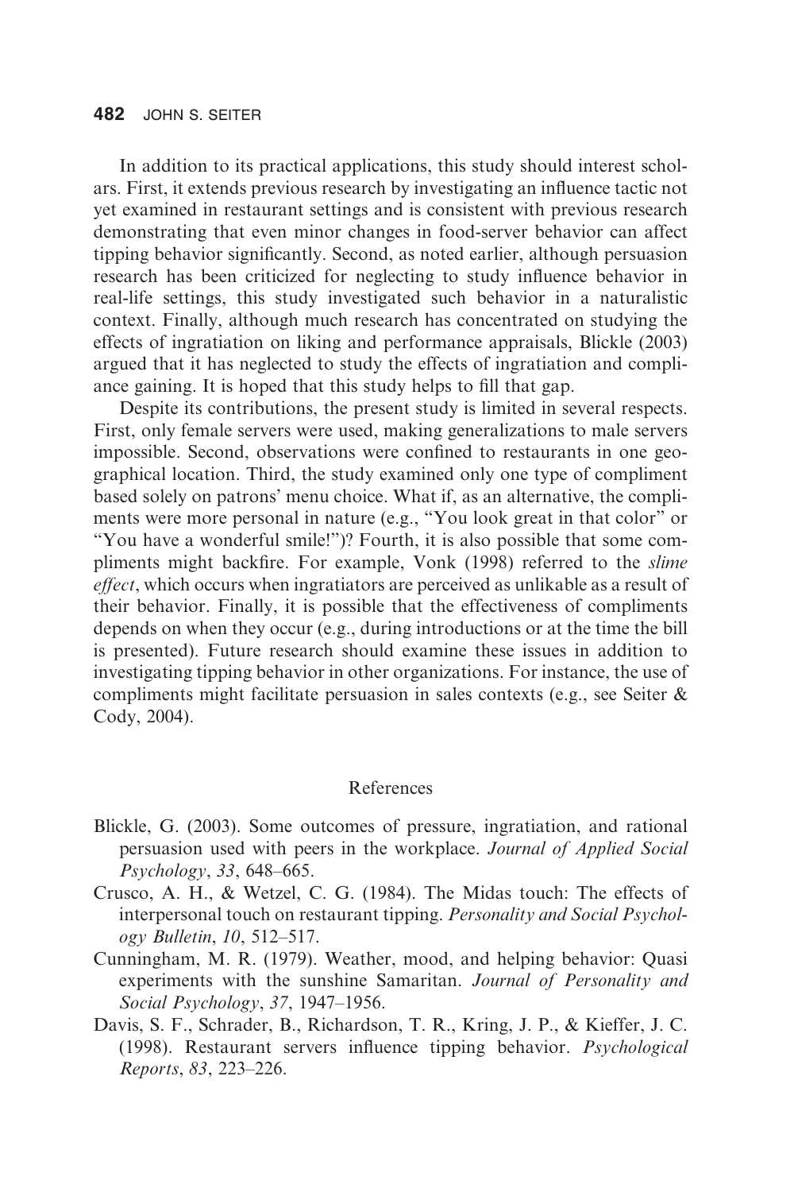In addition to its practical applications, this study should interest scholars. First, it extends previous research by investigating an influence tactic not yet examined in restaurant settings and is consistent with previous research demonstrating that even minor changes in food-server behavior can affect tipping behavior significantly. Second, as noted earlier, although persuasion research has been criticized for neglecting to study influence behavior in real-life settings, this study investigated such behavior in a naturalistic context. Finally, although much research has concentrated on studying the effects of ingratiation on liking and performance appraisals, Blickle (2003) argued that it has neglected to study the effects of ingratiation and compliance gaining. It is hoped that this study helps to fill that gap.

Despite its contributions, the present study is limited in several respects. First, only female servers were used, making generalizations to male servers impossible. Second, observations were confined to restaurants in one geographical location. Third, the study examined only one type of compliment based solely on patrons' menu choice. What if, as an alternative, the compliments were more personal in nature (e.g., "You look great in that color" or "You have a wonderful smile!")? Fourth, it is also possible that some compliments might backfire. For example, Vonk (1998) referred to the *slime effect*, which occurs when ingratiators are perceived as unlikable as a result of their behavior. Finally, it is possible that the effectiveness of compliments depends on when they occur (e.g., during introductions or at the time the bill is presented). Future research should examine these issues in addition to investigating tipping behavior in other organizations. For instance, the use of compliments might facilitate persuasion in sales contexts (e.g., see Seiter & Cody, 2004).

## References

Blickle, G. (2003). Some outcomes of pressure, ingratiation, and rational persuasion used with peers in the workplace. *Journal of Applied Social Psychology*, *33*, 648–665.

Crusco, A. H., & Wetzel, C. G. (1984). The Midas touch: The effects of interpersonal touch on restaurant tipping. *Personality and Social Psychology Bulletin*, *10*, 512–517.

Cunningham, M. R. (1979). Weather, mood, and helping behavior: Quasi experiments with the sunshine Samaritan. *Journal of Personality and Social Psychology*, *37*, 1947–1956.

Davis, S. F., Schrader, B., Richardson, T. R., Kring, J. P., & Kieffer, J. C. (1998). Restaurant servers influence tipping behavior. *Psychological Reports*, *83*, 223–226.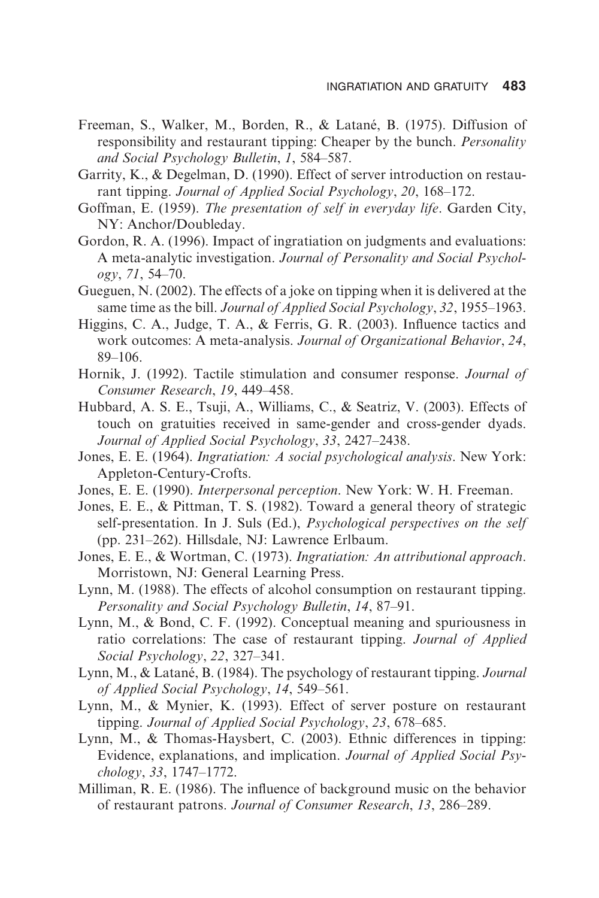Freeman, S., Walker, M., Borden, R., & Latané, B. (1975). Diffusion of responsibility and restaurant tipping: Cheaper by the bunch. *Personality and Social Psychology Bulletin*, *1*, 584–587.

Garrity, K., & Degelman, D. (1990). Effect of server introduction on restaurant tipping. *Journal of Applied Social Psychology*, *20*, 168–172.

Goffman, E. (1959). *The presentation of self in everyday life*. Garden City, NY: Anchor/Doubleday.

Gordon, R. A. (1996). Impact of ingratiation on judgments and evaluations: A meta-analytic investigation. *Journal of Personality and Social Psychology*, *71*, 54–70.

Gueguen, N. (2002). The effects of a joke on tipping when it is delivered at the same time as the bill. *Journal of Applied Social Psychology*, *32*, 1955–1963.

Higgins, C. A., Judge, T. A., & Ferris, G. R. (2003). Influence tactics and work outcomes: A meta-analysis. *Journal of Organizational Behavior*, *24*, 89–106.

Hornik, J. (1992). Tactile stimulation and consumer response. *Journal of Consumer Research*, *19*, 449–458.

Hubbard, A. S. E., Tsuji, A., Williams, C., & Seatriz, V. (2003). Effects of touch on gratuities received in same-gender and cross-gender dyads. *Journal of Applied Social Psychology*, *33*, 2427–2438.

Jones, E. E. (1964). *Ingratiation: A social psychological analysis*. New York: Appleton-Century-Crofts.

Jones, E. E. (1990). *Interpersonal perception*. New York: W. H. Freeman.

Jones, E. E., & Pittman, T. S. (1982). Toward a general theory of strategic self-presentation. In J. Suls (Ed.), *Psychological perspectives on the self* (pp. 231–262). Hillsdale, NJ: Lawrence Erlbaum.

Jones, E. E., & Wortman, C. (1973). *Ingratiation: An attributional approach*. Morristown, NJ: General Learning Press.

Lynn, M. (1988). The effects of alcohol consumption on restaurant tipping. *Personality and Social Psychology Bulletin*, *14*, 87–91.

Lynn, M., & Bond, C. F. (1992). Conceptual meaning and spuriousness in ratio correlations: The case of restaurant tipping. *Journal of Applied Social Psychology*, *22*, 327–341.

Lynn, M., & Latané, B. (1984). The psychology of restaurant tipping. *Journal of Applied Social Psychology*, *14*, 549–561.

Lynn, M., & Mynier, K. (1993). Effect of server posture on restaurant tipping. *Journal of Applied Social Psychology*, *23*, 678–685.

Lynn, M., & Thomas-Haysbert, C. (2003). Ethnic differences in tipping: Evidence, explanations, and implication. *Journal of Applied Social Psychology*, *33*, 1747–1772.

Milliman, R. E. (1986). The influence of background music on the behavior of restaurant patrons. *Journal of Consumer Research*, *13*, 286–289.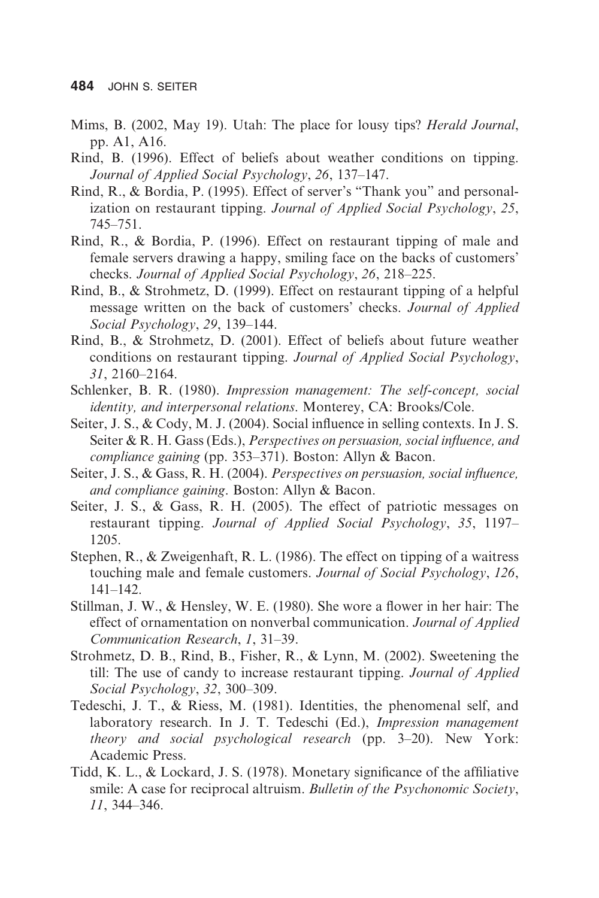Mims, B. (2002, May 19). Utah: The place for lousy tips? *Herald Journal*, pp. A1, A16.

Rind, B. (1996). Effect of beliefs about weather conditions on tipping. *Journal of Applied Social Psychology*, *26*, 137–147.

Rind, R., & Bordia, P. (1995). Effect of server's "Thank you" and personalization on restaurant tipping. *Journal of Applied Social Psychology*, *25*, 745–751.

Rind, R., & Bordia, P. (1996). Effect on restaurant tipping of male and female servers drawing a happy, smiling face on the backs of customers' checks. *Journal of Applied Social Psychology*, *26*, 218–225.

Rind, B., & Strohmetz, D. (1999). Effect on restaurant tipping of a helpful message written on the back of customers' checks. *Journal of Applied Social Psychology*, *29*, 139–144.

Rind, B., & Strohmetz, D. (2001). Effect of beliefs about future weather conditions on restaurant tipping. *Journal of Applied Social Psychology*, *31*, 2160–2164.

Schlenker, B. R. (1980). *Impression management: The self-concept, social identity, and interpersonal relations*. Monterey, CA: Brooks/Cole.

Seiter, J. S., & Cody, M. J. (2004). Social influence in selling contexts. In J. S. Seiter & R. H. Gass (Eds.), *Perspectives on persuasion, social influence, and compliance gaining* (pp. 353–371). Boston: Allyn & Bacon.

Seiter, J. S., & Gass, R. H. (2004). *Perspectives on persuasion, social influence, and compliance gaining*. Boston: Allyn & Bacon.

Seiter, J. S., & Gass, R. H. (2005). The effect of patriotic messages on restaurant tipping. *Journal of Applied Social Psychology*, *35*, 1197–1205.

Stephen, R., & Zweigenhaft, R. L. (1986). The effect on tipping of a waitress touching male and female customers. *Journal of Social Psychology*, *126*, 141–142.

Stillman, J. W., & Hensley, W. E. (1980). She wore a flower in her hair: The effect of ornamentation on nonverbal communication. *Journal of Applied Communication Research*, *1*, 31–39.

Strohmetz, D. B., Rind, B., Fisher, R., & Lynn, M. (2002). Sweetening the till: The use of candy to increase restaurant tipping. *Journal of Applied Social Psychology*, *32*, 300–309.

Tedeschi, J. T., & Riess, M. (1981). Identities, the phenomenal self, and laboratory research. In J. T. Tedeschi (Ed.), *Impression management theory and social psychological research* (pp. 3–20). New York: Academic Press.

Tidd, K. L., & Lockard, J. S. (1978). Monetary significance of the affiliative smile: A case for reciprocal altruism. *Bulletin of the Psychonomic Society*, *11*, 344–346.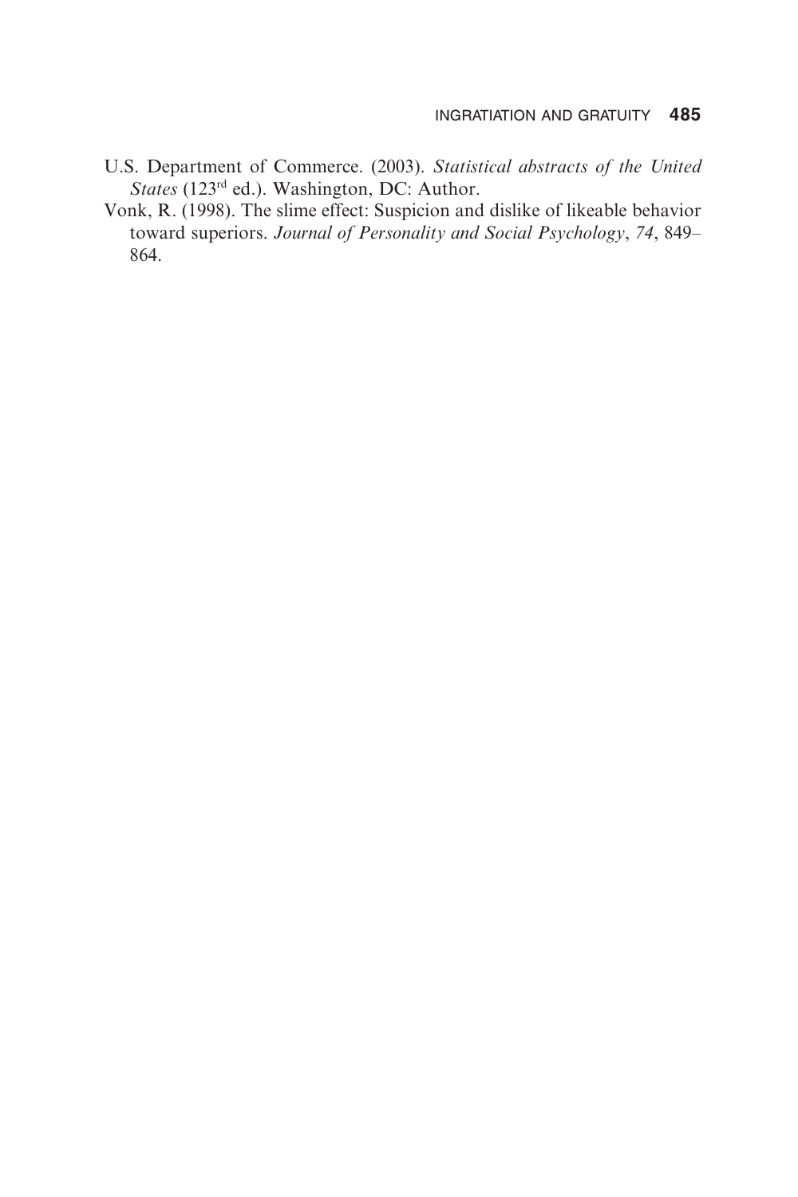U.S. Department of Commerce. (2003). *Statistical abstracts of the United States* (123rd ed.). Washington, DC: Author.

Vonk, R. (1998). The slime effect: Suspicion and dislike of likeable behavior toward superiors. *Journal of Personality and Social Psychology*, *74*, 849–864.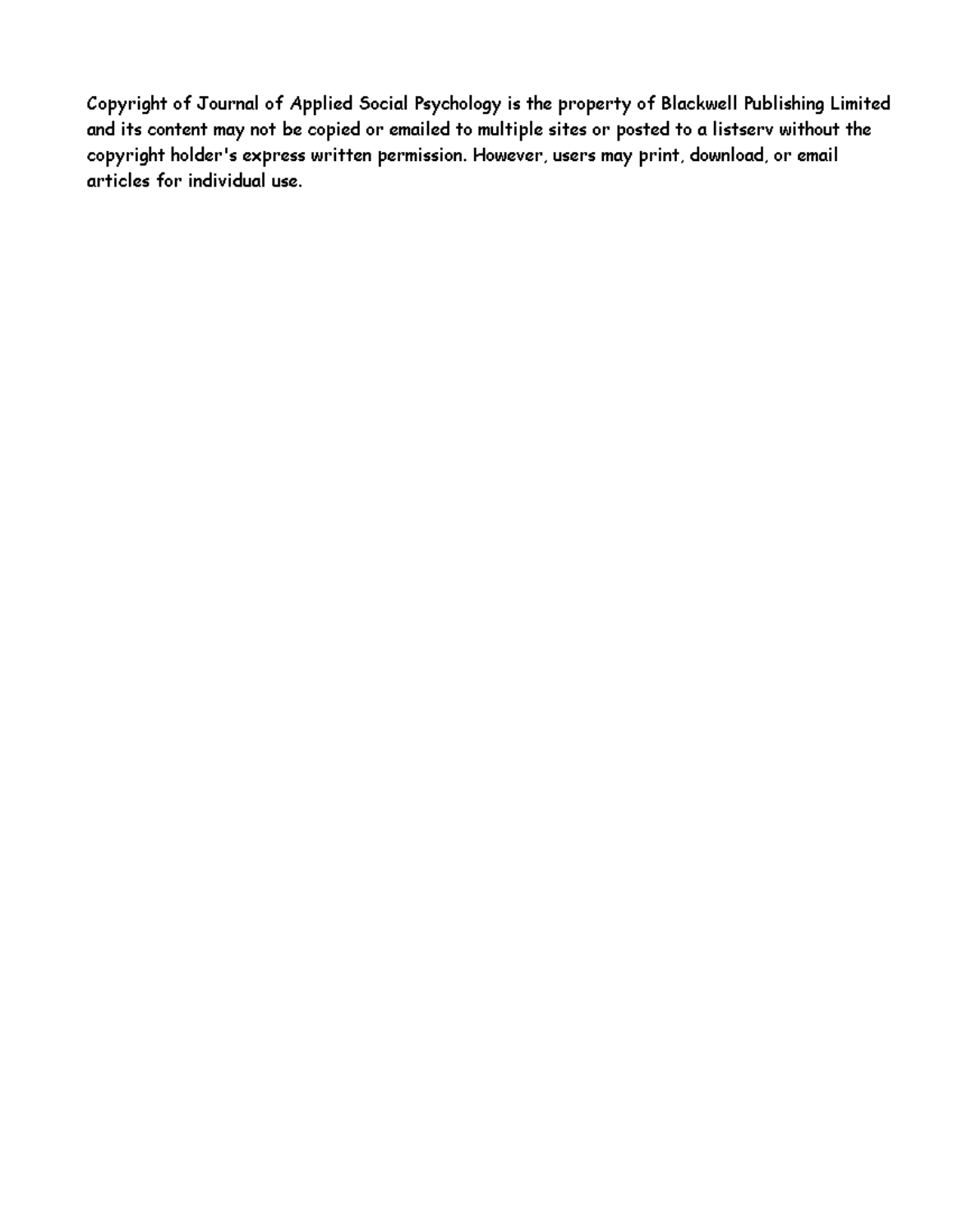Copyright of Journal of Applied Social Psychology is the property of Blackwell Publishing Limited and its content may not be copied or emailed to multiple sites or posted to a listserv without the copyright holder's express written permission. However, users may print, download, or email articles for individual use.